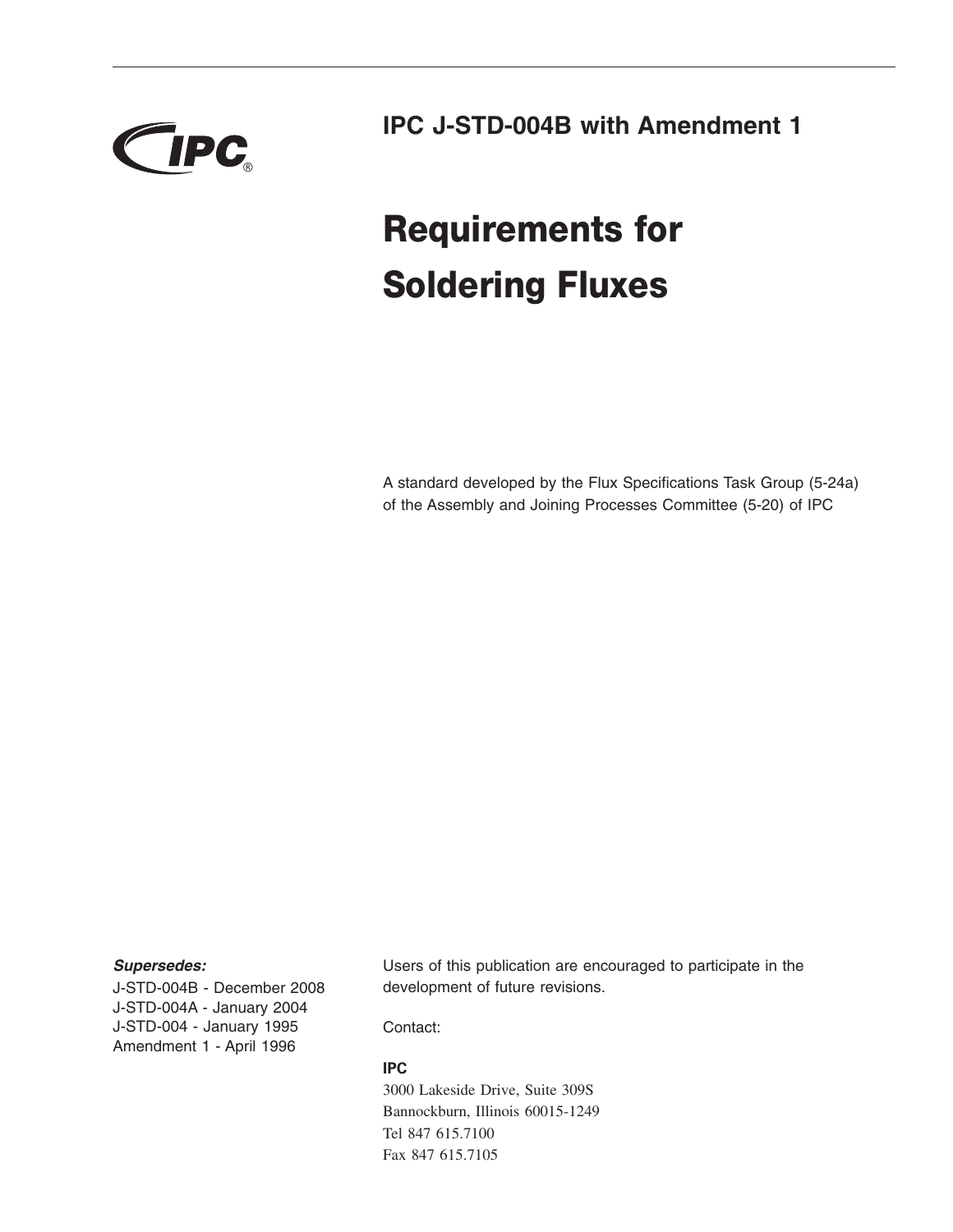IPC

## IPC J-STD-004B with Amendment 1

# Requirements for Soldering Fluxes

A standard developed by the Flux Specifications Task Group (5-24a) of the Assembly and Joining Processes Committee (5-20) of IPC

***Supersedes:***

J-STD-004B - December 2008
J-STD-004A - January 2004
J-STD-004 - January 1995
Amendment 1 - April 1996

Users of this publication are encouraged to participate in the development of future revisions.

Contact:

**IPC**
3000 Lakeside Drive, Suite 309S
Bannockburn, Illinois 60015-1249
Tel 847 615.7100
Fax 847 615.7105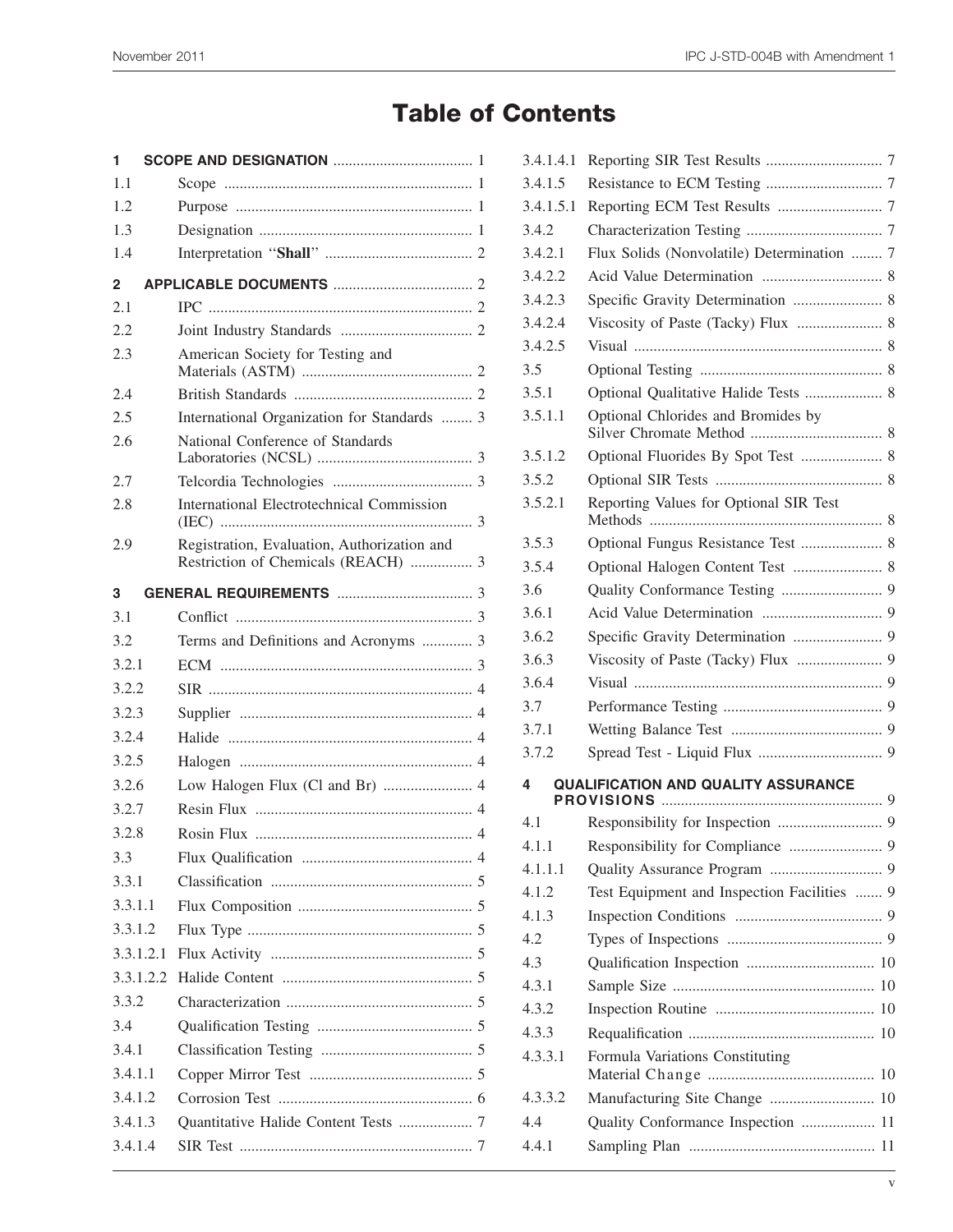# Table of Contents

| | | |
|---|---|---|
| **1** | **SCOPE AND DESIGNATION** | 1 |
| 1.1 | Scope | 1 |
| 1.2 | Purpose | 1 |
| 1.3 | Designation | 1 |
| 1.4 | Interpretation "**Shall**" | 2 |
| **2** | **APPLICABLE DOCUMENTS** | 2 |
| 2.1 | IPC | 2 |
| 2.2 | Joint Industry Standards | 2 |
| 2.3 | American Society for Testing and Materials (ASTM) | 2 |
| 2.4 | British Standards | 2 |
| 2.5 | International Organization for Standards | 3 |
| 2.6 | National Conference of Standards Laboratories (NCSL) | 3 |
| 2.7 | Telcordia Technologies | 3 |
| 2.8 | International Electrotechnical Commission (IEC) | 3 |
| 2.9 | Registration, Evaluation, Authorization and Restriction of Chemicals (REACH) | 3 |
| **3** | **GENERAL REQUIREMENTS** | 3 |
| 3.1 | Conflict | 3 |
| 3.2 | Terms and Definitions and Acronyms | 3 |
| 3.2.1 | ECM | 3 |
| 3.2.2 | SIR | 4 |
| 3.2.3 | Supplier | 4 |
| 3.2.4 | Halide | 4 |
| 3.2.5 | Halogen | 4 |
| 3.2.6 | Low Halogen Flux (Cl and Br) | 4 |
| 3.2.7 | Resin Flux | 4 |
| 3.2.8 | Rosin Flux | 4 |
| 3.3 | Flux Qualification | 4 |
| 3.3.1 | Classification | 5 |
| 3.3.1.1 | Flux Composition | 5 |
| 3.3.1.2 | Flux Type | 5 |
| 3.3.1.2.1 | Flux Activity | 5 |
| 3.3.1.2.2 | Halide Content | 5 |
| 3.3.2 | Characterization | 5 |
| 3.4 | Qualification Testing | 5 |
| 3.4.1 | Classification Testing | 5 |
| 3.4.1.1 | Copper Mirror Test | 5 |
| 3.4.1.2 | Corrosion Test | 6 |
| 3.4.1.3 | Quantitative Halide Content Tests | 7 |
| 3.4.1.4 | SIR Test | 7 |
| 3.4.1.4.1 | Reporting SIR Test Results | 7 |
| 3.4.1.5 | Resistance to ECM Testing | 7 |
| 3.4.1.5.1 | Reporting ECM Test Results | 7 |
| 3.4.2 | Characterization Testing | 7 |
| 3.4.2.1 | Flux Solids (Nonvolatile) Determination | 7 |
| 3.4.2.2 | Acid Value Determination | 8 |
| 3.4.2.3 | Specific Gravity Determination | 8 |
| 3.4.2.4 | Viscosity of Paste (Tacky) Flux | 8 |
| 3.4.2.5 | Visual | 8 |
| 3.5 | Optional Testing | 8 |
| 3.5.1 | Optional Qualitative Halide Tests | 8 |
| 3.5.1.1 | Optional Chlorides and Bromides by Silver Chromate Method | 8 |
| 3.5.1.2 | Optional Fluorides By Spot Test | 8 |
| 3.5.2 | Optional SIR Tests | 8 |
| 3.5.2.1 | Reporting Values for Optional SIR Test Methods | 8 |
| 3.5.3 | Optional Fungus Resistance Test | 8 |
| 3.5.4 | Optional Halogen Content Test | 8 |
| 3.6 | Quality Conformance Testing | 9 |
| 3.6.1 | Acid Value Determination | 9 |
| 3.6.2 | Specific Gravity Determination | 9 |
| 3.6.3 | Viscosity of Paste (Tacky) Flux | 9 |
| 3.6.4 | Visual | 9 |
| 3.7 | Performance Testing | 9 |
| 3.7.1 | Wetting Balance Test | 9 |
| 3.7.2 | Spread Test - Liquid Flux | 9 |
| **4** | **QUALIFICATION AND QUALITY ASSURANCE PROVISIONS** | 9 |
| 4.1 | Responsibility for Inspection | 9 |
| 4.1.1 | Responsibility for Compliance | 9 |
| 4.1.1.1 | Quality Assurance Program | 9 |
| 4.1.2 | Test Equipment and Inspection Facilities | 9 |
| 4.1.3 | Inspection Conditions | 9 |
| 4.2 | Types of Inspections | 9 |
| 4.3 | Qualification Inspection | 10 |
| 4.3.1 | Sample Size | 10 |
| 4.3.2 | Inspection Routine | 10 |
| 4.3.3 | Requalification | 10 |
| 4.3.3.1 | Formula Variations Constituting Material Change | 10 |
| 4.3.3.2 | Manufacturing Site Change | 10 |
| 4.4 | Quality Conformance Inspection | 11 |
| 4.4.1 | Sampling Plan | 11 |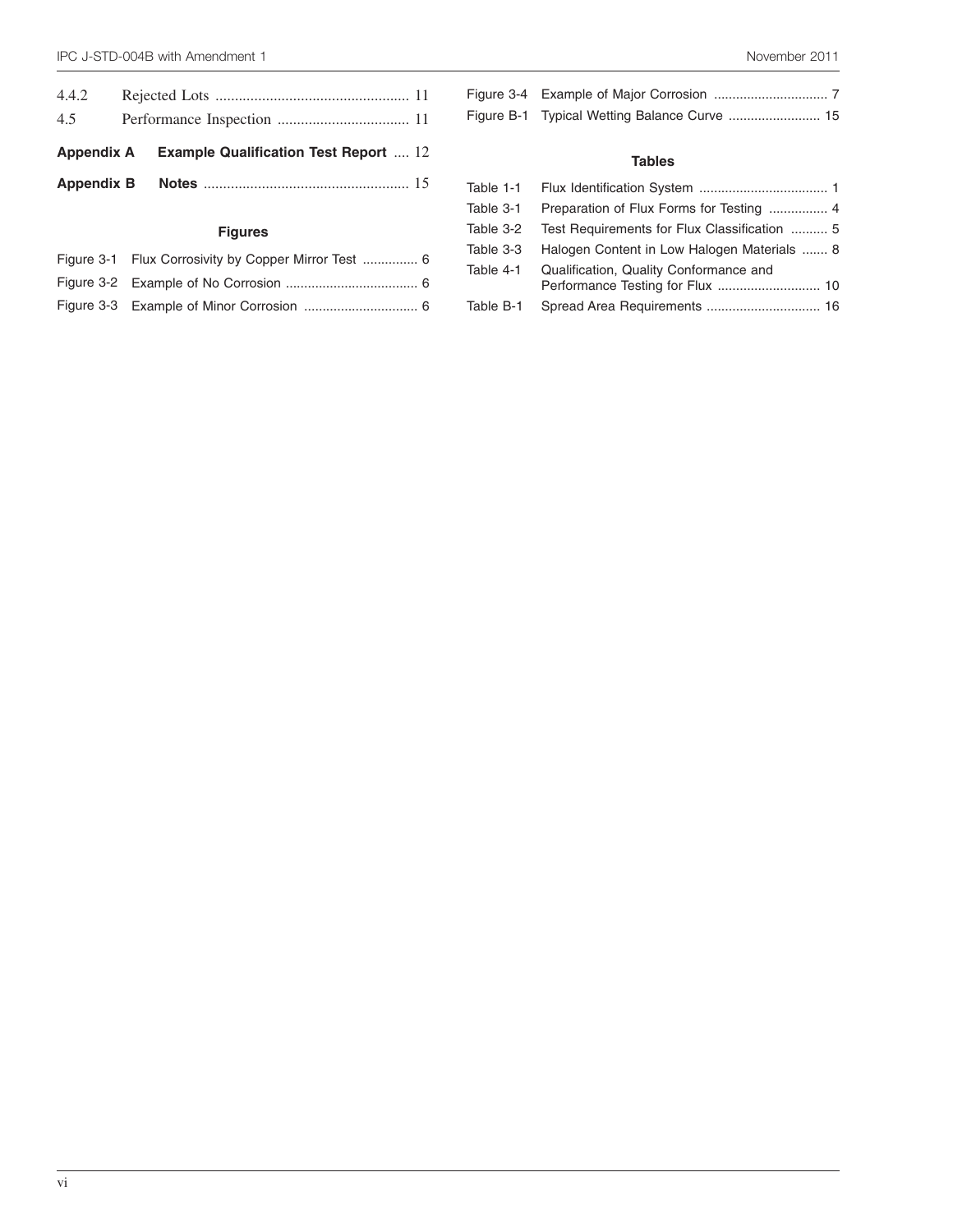4.4.2 Rejected Lots .................................................. 11

4.5 Performance Inspection .................................. 11

**Appendix A Example Qualification Test Report** .... 12

**Appendix B Notes** ..................................................... 15

### Figures

Figure 3-1 Flux Corrosivity by Copper Mirror Test .............. 6

Figure 3-2 Example of No Corrosion ................................... 6

Figure 3-3 Example of Minor Corrosion .............................. 6

Figure 3-4 Example of Major Corrosion .............................. 7

Figure B-1 Typical Wetting Balance Curve ......................... 15

### Tables

Table 1-1 Flux Identification System .................................. 1

Table 3-1 Preparation of Flux Forms for Testing ................ 4

Table 3-2 Test Requirements for Flux Classification .......... 5

Table 3-3 Halogen Content in Low Halogen Materials ....... 8

Table 4-1 Qualification, Quality Conformance and Performance Testing for Flux ............................ 10

Table B-1 Spread Area Requirements ............................... 16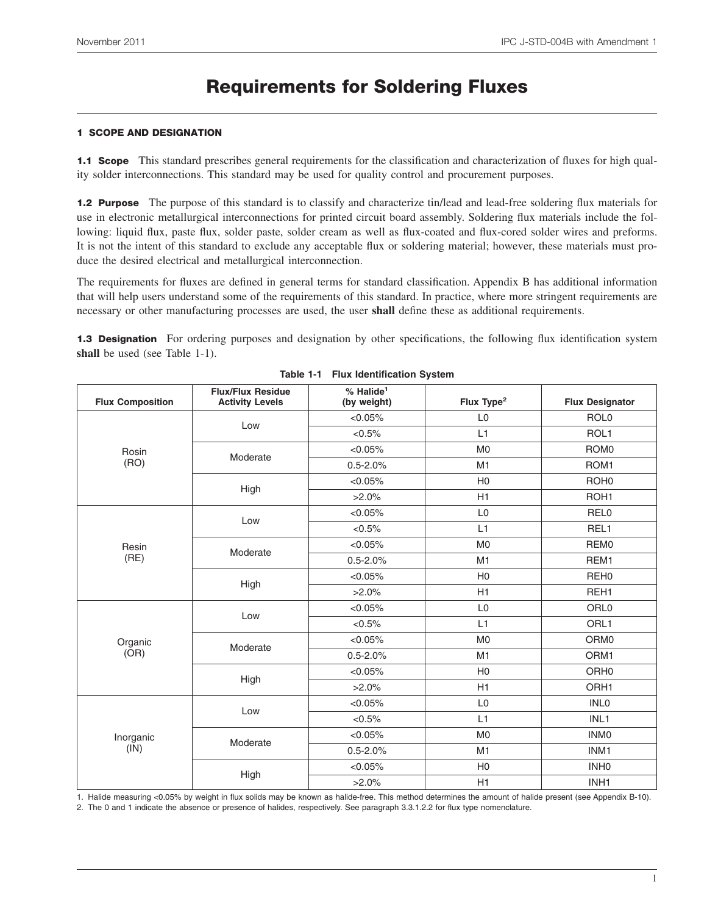# Requirements for Soldering Fluxes

## 1 SCOPE AND DESIGNATION

**1.1 Scope** This standard prescribes general requirements for the classification and characterization of fluxes for high quality solder interconnections. This standard may be used for quality control and procurement purposes.

**1.2 Purpose** The purpose of this standard is to classify and characterize tin/lead and lead-free soldering flux materials for use in electronic metallurgical interconnections for printed circuit board assembly. Soldering flux materials include the following: liquid flux, paste flux, solder paste, solder cream as well as flux-coated and flux-cored solder wires and preforms. It is not the intent of this standard to exclude any acceptable flux or soldering material; however, these materials must produce the desired electrical and metallurgical interconnection.

The requirements for fluxes are defined in general terms for standard classification. Appendix B has additional information that will help users understand some of the requirements of this standard. In practice, where more stringent requirements are necessary or other manufacturing processes are used, the user **shall** define these as additional requirements.

**1.3 Designation** For ordering purposes and designation by other specifications, the following flux identification system **shall** be used (see Table 1-1).

**Table 1-1 Flux Identification System**

| Flux Composition | Flux/Flux Residue Activity Levels | % Halide[1] (by weight) | Flux Type[2] | Flux Designator |
|---|---|---|---|---|
| Rosin (RO) | Low | <0.05% | L0 | ROL0 |
| | | <0.5% | L1 | ROL1 |
| | Moderate | <0.05% | M0 | ROM0 |
| | | 0.5-2.0% | M1 | ROM1 |
| | High | <0.05% | H0 | ROH0 |
| | | >2.0% | H1 | ROH1 |
| Resin (RE) | Low | <0.05% | L0 | REL0 |
| | | <0.5% | L1 | REL1 |
| | Moderate | <0.05% | M0 | REM0 |
| | | 0.5-2.0% | M1 | REM1 |
| | High | <0.05% | H0 | REH0 |
| | | >2.0% | H1 | REH1 |
| Organic (OR) | Low | <0.05% | L0 | ORL0 |
| | | <0.5% | L1 | ORL1 |
| | Moderate | <0.05% | M0 | ORM0 |
| | | 0.5-2.0% | M1 | ORM1 |
| | High | <0.05% | H0 | ORH0 |
| | | >2.0% | H1 | ORH1 |
| Inorganic (IN) | Low | <0.05% | L0 | INL0 |
| | | <0.5% | L1 | INL1 |
| | Moderate | <0.05% | M0 | INM0 |
| | | 0.5-2.0% | M1 | INM1 |
| | High | <0.05% | H0 | INH0 |
| | | >2.0% | H1 | INH1 |

1. Halide measuring <0.05% by weight in flux solids may be known as halide-free. This method determines the amount of halide present (see Appendix B-10).
2. The 0 and 1 indicate the absence or presence of halides, respectively. See paragraph 3.3.1.2.2 for flux type nomenclature.